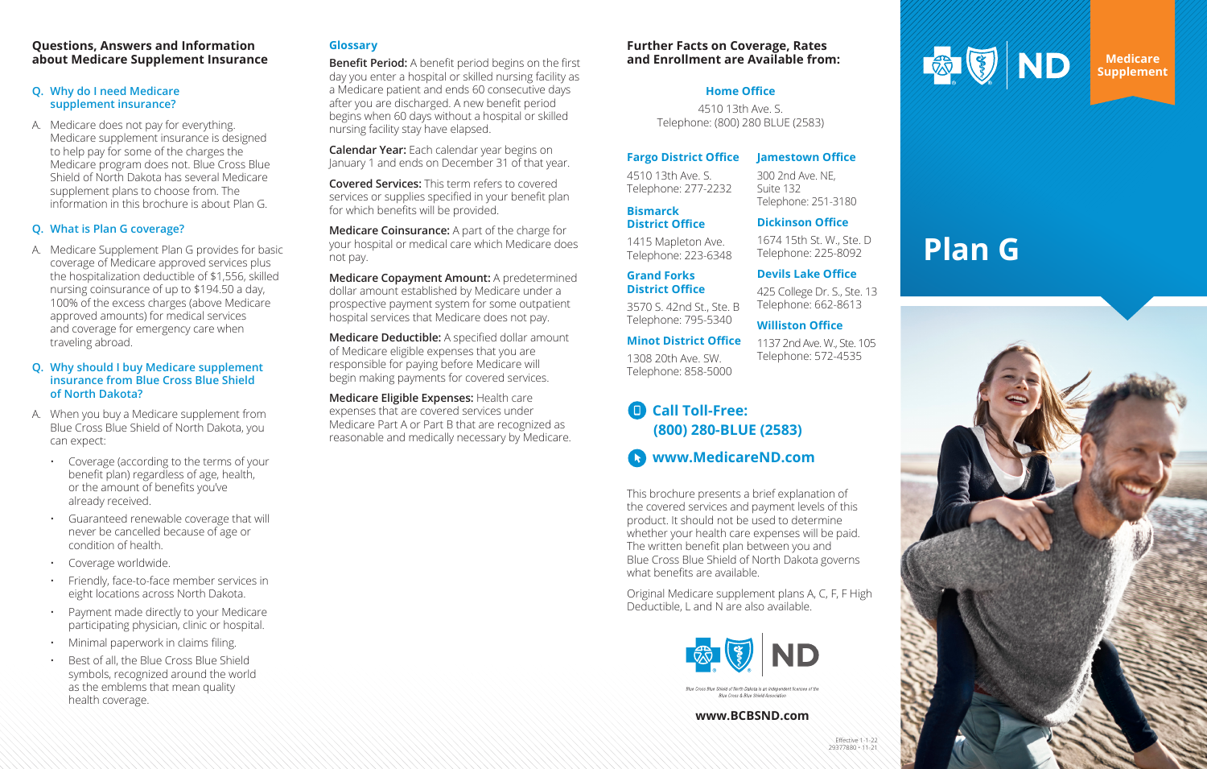## Questions, Answers and Information about Medicare Supplement Insurance

### Q. Why do I need Medicare supplement insurance?

A. Medicare does not pay for everything. Medicare supplement insurance is designed to help pay for some of the charges the Medicare program does not. Blue Cross Blue Shield of North Dakota has several Medicare supplement plans to choose from. The information in this brochure is about Plan G.

### Q. What is Plan G coverage?

A. Medicare Supplement Plan G provides for basic coverage of Medicare approved services plus the hospitalization deductible of $1,556, skilled nursing coinsurance of up to $194.50 a day, 100% of the excess charges (above Medicare approved amounts) for medical services and coverage for emergency care when traveling abroad.

### Q. Why should I buy Medicare supplement insurance from Blue Cross Blue Shield of North Dakota?

A. When you buy a Medicare supplement from Blue Cross Blue Shield of North Dakota, you can expect:

- Coverage (according to the terms of your benefit plan) regardless of age, health, or the amount of benefits you've already received.
- Guaranteed renewable coverage that will never be cancelled because of age or condition of health.
- Coverage worldwide.
- Friendly, face-to-face member services in eight locations across North Dakota.
- Payment made directly to your Medicare participating physician, clinic or hospital.
- Minimal paperwork in claims filing.
- Best of all, the Blue Cross Blue Shield symbols, recognized around the world as the emblems that mean quality health coverage.

## Glossary

**Benefit Period:** A benefit period begins on the first day you enter a hospital or skilled nursing facility as a Medicare patient and ends 60 consecutive days after you are discharged. A new benefit period begins when 60 days without a hospital or skilled nursing facility stay have elapsed.

**Calendar Year:** Each calendar year begins on January 1 and ends on December 31 of that year.

**Covered Services:** This term refers to covered services or supplies specified in your benefit plan for which benefits will be provided.

**Medicare Coinsurance:** A part of the charge for your hospital or medical care which Medicare does not pay.

**Medicare Copayment Amount:** A predetermined dollar amount established by Medicare under a prospective payment system for some outpatient hospital services that Medicare does not pay.

**Medicare Deductible:** A specified dollar amount of Medicare eligible expenses that you are responsible for paying before Medicare will begin making payments for covered services.

**Medicare Eligible Expenses:** Health care expenses that are covered services under Medicare Part A or Part B that are recognized as reasonable and medically necessary by Medicare.

## Further Facts on Coverage, Rates and Enrollment are Available from:

**Home Office**
4510 13th Ave. S.
Telephone: (800) 280 BLUE (2583)

**Fargo District Office**
4510 13th Ave. S.
Telephone: 277-2232

**Bismarck District Office**
1415 Mapleton Ave.
Telephone: 223-6348

**Grand Forks District Office**
3570 S. 42nd St., Ste. B
Telephone: 795-5340

**Minot District Office**
1308 20th Ave. SW.
Telephone: 858-5000

**Jamestown Office**
300 2nd Ave. NE,
Suite 132
Telephone: 251-3180

**Dickinson Office**
1674 15th St. W., Ste. D
Telephone: 225-8092

**Devils Lake Office**
425 College Dr. S., Ste. 13
Telephone: 662-8613

**Williston Office**
1137 2nd Ave. W., Ste. 105
Telephone: 572-4535

**Call Toll-Free: (800) 280-BLUE (2583)**

**www.MedicareND.com**

This brochure presents a brief explanation of the covered services and payment levels of this product. It should not be used to determine whether your health care expenses will be paid. The written benefit plan between you and Blue Cross Blue Shield of North Dakota governs what benefits are available.

Original Medicare supplement plans A, C, F, F High Deductible, L and N are also available.

*Blue Cross Blue Shield of North Dakota is an independent licensee of the Blue Cross & Blue Shield Association*

**www.BCBSND.com**

Effective 1-1-22
29377880 • 11-21

ND

**Medicare Supplement**

# Plan G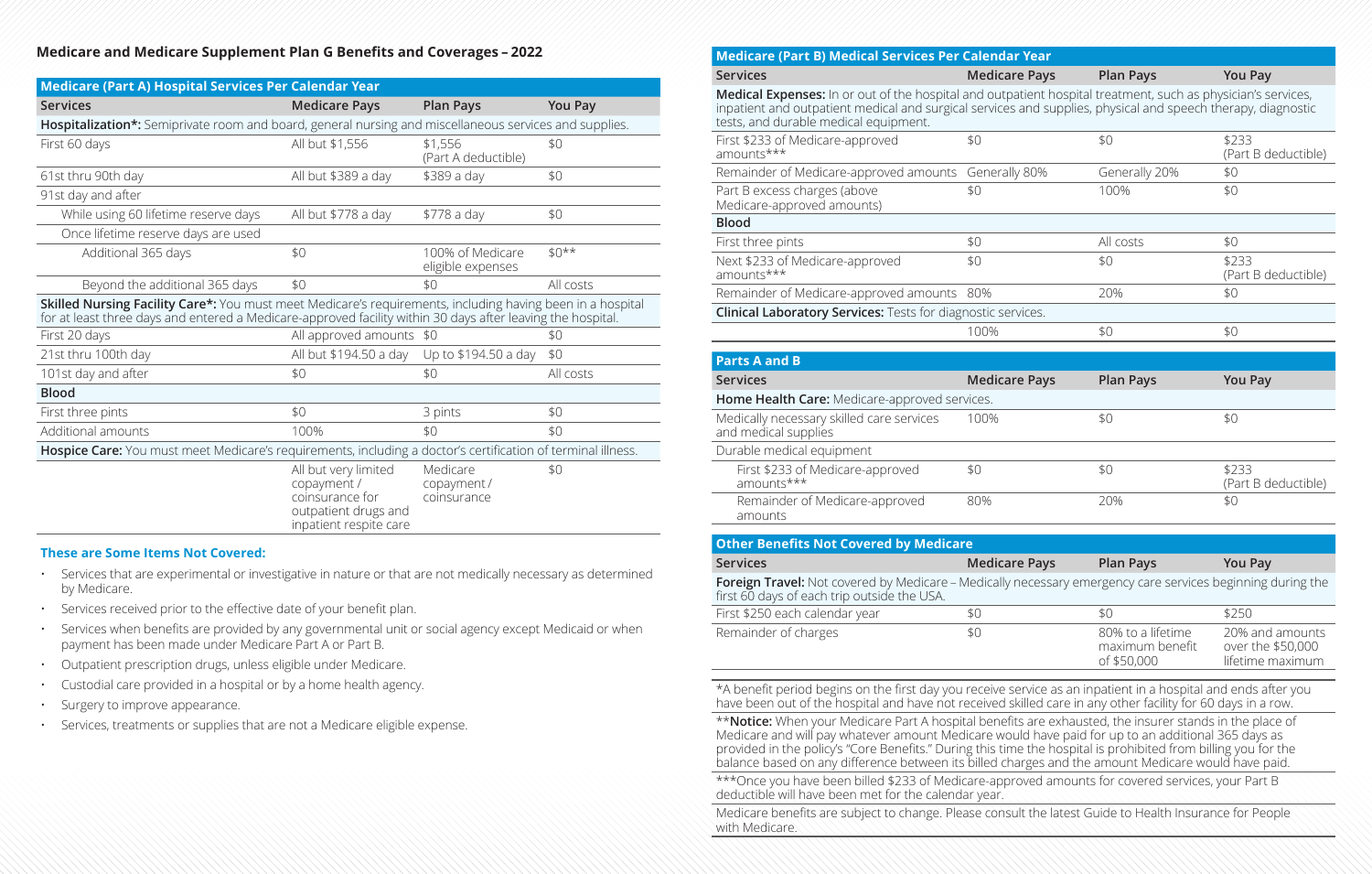## Medicare and Medicare Supplement Plan G Benefits and Coverages – 2022

| Medicare (Part A) Hospital Services Per Calendar Year | | | |
|---|---|---|---|
| **Services** | **Medicare Pays** | **Plan Pays** | **You Pay** |
| **Hospitalization*:** Semiprivate room and board, general nursing and miscellaneous services and supplies. | | | |
| First 60 days | All but $1,556 | $1,556 (Part A deductible) | $0 |
| 61st thru 90th day | All but $389 a day | $389 a day | $0 |
| 91st day and after | | | |
| While using 60 lifetime reserve days | All but $778 a day | $778 a day | $0 |
| Once lifetime reserve days are used | | | |
| Additional 365 days | $0 | 100% of Medicare eligible expenses | $0** |
| Beyond the additional 365 days | $0 | $0 | All costs |
| **Skilled Nursing Facility Care*:** You must meet Medicare's requirements, including having been in a hospital for at least three days and entered a Medicare-approved facility within 30 days after leaving the hospital. | | | |
| First 20 days | All approved amounts | $0 | $0 |
| 21st thru 100th day | All but $194.50 a day | Up to $194.50 a day | $0 |
| 101st day and after | $0 | $0 | All costs |
| **Blood** | | | |
| First three pints | $0 | 3 pints | $0 |
| Additional amounts | 100% | $0 | $0 |
| **Hospice Care:** You must meet Medicare's requirements, including a doctor's certification of terminal illness. | | | |
| | All but very limited copayment / coinsurance for outpatient drugs and inpatient respite care | Medicare copayment / coinsurance | $0 |

### These are Some Items Not Covered:

- Services that are experimental or investigative in nature or that are not medically necessary as determined by Medicare.
- Services received prior to the effective date of your benefit plan.
- Services when benefits are provided by any governmental unit or social agency except Medicaid or when payment has been made under Medicare Part A or Part B.
- Outpatient prescription drugs, unless eligible under Medicare.
- Custodial care provided in a hospital or by a home health agency.
- Surgery to improve appearance.
- Services, treatments or supplies that are not a Medicare eligible expense.

| Medicare (Part B) Medical Services Per Calendar Year | | | |
|---|---|---|---|
| **Services** | **Medicare Pays** | **Plan Pays** | **You Pay** |
| **Medical Expenses:** In or out of the hospital and outpatient hospital treatment, such as physician's services, inpatient and outpatient medical and surgical services and supplies, physical and speech therapy, diagnostic tests, and durable medical equipment. | | | |
| First $233 of Medicare-approved amounts*** | $0 | $0 | $233 (Part B deductible) |
| Remainder of Medicare-approved amounts | Generally 80% | Generally 20% | $0 |
| Part B excess charges (above Medicare-approved amounts) | $0 | 100% | $0 |
| **Blood** | | | |
| First three pints | $0 | All costs | $0 |
| Next $233 of Medicare-approved amounts*** | $0 | $0 | $233 (Part B deductible) |
| Remainder of Medicare-approved amounts | 80% | 20% | $0 |
| **Clinical Laboratory Services:** Tests for diagnostic services. | | | |
| | 100% | $0 | $0 |

| Parts A and B | | | |
|---|---|---|---|
| **Services** | **Medicare Pays** | **Plan Pays** | **You Pay** |
| **Home Health Care:** Medicare-approved services. | | | |
| Medically necessary skilled care services and medical supplies | 100% | $0 | $0 |
| Durable medical equipment | | | |
| First $233 of Medicare-approved amounts*** | $0 | $0 | $233 (Part B deductible) |
| Remainder of Medicare-approved amounts | 80% | 20% | $0 |

| Other Benefits Not Covered by Medicare | | | |
|---|---|---|---|
| **Services** | **Medicare Pays** | **Plan Pays** | **You Pay** |
| **Foreign Travel:** Not covered by Medicare – Medically necessary emergency care services beginning during the first 60 days of each trip outside the USA. | | | |
| First $250 each calendar year | $0 | $0 | $250 |
| Remainder of charges | $0 | 80% to a lifetime maximum benefit of $50,000 | 20% and amounts over the $50,000 lifetime maximum |

*A benefit period begins on the first day you receive service as an inpatient in a hospital and ends after you have been out of the hospital and have not received skilled care in any other facility for 60 days in a row.

****Notice:** When your Medicare Part A hospital benefits are exhausted, the insurer stands in the place of Medicare and will pay whatever amount Medicare would have paid for up to an additional 365 days as provided in the policy's "Core Benefits." During this time the hospital is prohibited from billing you for the balance based on any difference between its billed charges and the amount Medicare would have paid.

***Once you have been billed $233 of Medicare-approved amounts for covered services, your Part B deductible will have been met for the calendar year.

Medicare benefits are subject to change. Please consult the latest Guide to Health Insurance for People with Medicare.